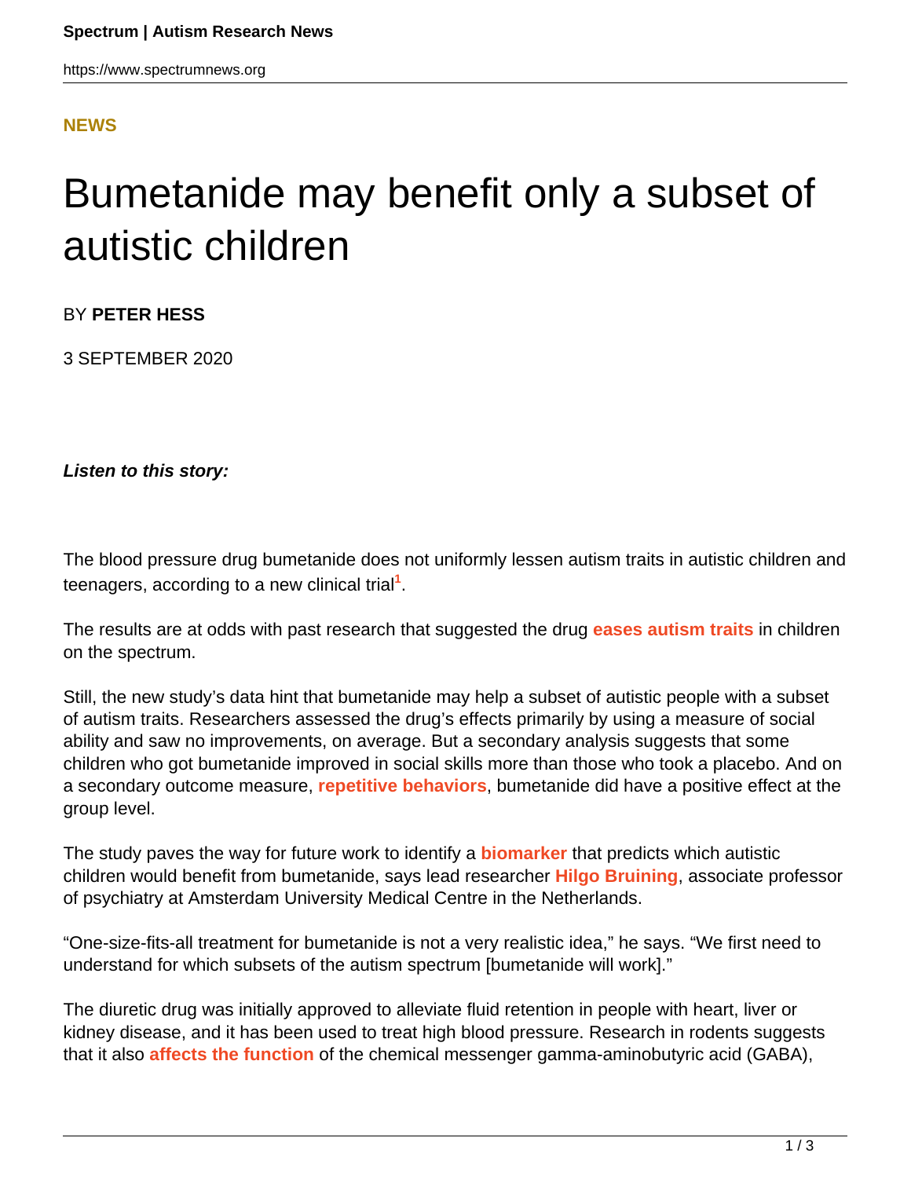**NEWS**

# Bumetanide may benefit only a subset of autistic children

BY **PETER HESS**

3 SEPTEMBER 2020

***Listen to this story:***

The blood pressure drug bumetanide does not uniformly lessen autism traits in autistic children and teenagers, according to a new clinical trial[1].

The results are at odds with past research that suggested the drug **eases autism traits** in children on the spectrum.

Still, the new study's data hint that bumetanide may help a subset of autistic people with a subset of autism traits. Researchers assessed the drug's effects primarily by using a measure of social ability and saw no improvements, on average. But a secondary analysis suggests that some children who got bumetanide improved in social skills more than those who took a placebo. And on a secondary outcome measure, **repetitive behaviors**, bumetanide did have a positive effect at the group level.

The study paves the way for future work to identify a **biomarker** that predicts which autistic children would benefit from bumetanide, says lead researcher **Hilgo Bruining**, associate professor of psychiatry at Amsterdam University Medical Centre in the Netherlands.

"One-size-fits-all treatment for bumetanide is not a very realistic idea," he says. "We first need to understand for which subsets of the autism spectrum [bumetanide will work]."

The diuretic drug was initially approved to alleviate fluid retention in people with heart, liver or kidney disease, and it has been used to treat high blood pressure. Research in rodents suggests that it also **affects the function** of the chemical messenger gamma-aminobutyric acid (GABA),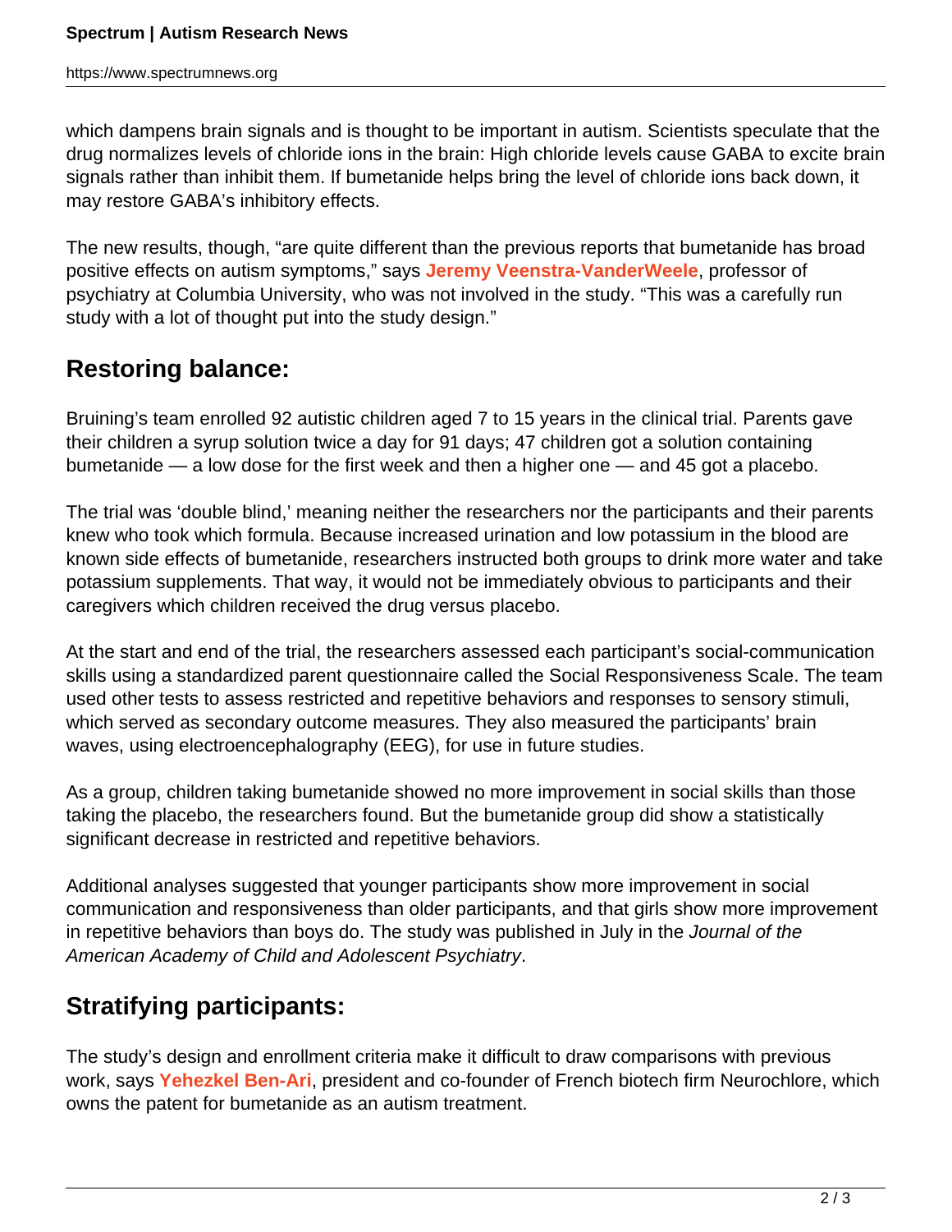which dampens brain signals and is thought to be important in autism. Scientists speculate that the drug normalizes levels of chloride ions in the brain: High chloride levels cause GABA to excite brain signals rather than inhibit them. If bumetanide helps bring the level of chloride ions back down, it may restore GABA's inhibitory effects.

The new results, though, "are quite different than the previous reports that bumetanide has broad positive effects on autism symptoms," says **Jeremy Veenstra-VanderWeele**, professor of psychiatry at Columbia University, who was not involved in the study. "This was a carefully run study with a lot of thought put into the study design."

## Restoring balance:

Bruining's team enrolled 92 autistic children aged 7 to 15 years in the clinical trial. Parents gave their children a syrup solution twice a day for 91 days; 47 children got a solution containing bumetanide — a low dose for the first week and then a higher one — and 45 got a placebo.

The trial was 'double blind,' meaning neither the researchers nor the participants and their parents knew who took which formula. Because increased urination and low potassium in the blood are known side effects of bumetanide, researchers instructed both groups to drink more water and take potassium supplements. That way, it would not be immediately obvious to participants and their caregivers which children received the drug versus placebo.

At the start and end of the trial, the researchers assessed each participant's social-communication skills using a standardized parent questionnaire called the Social Responsiveness Scale. The team used other tests to assess restricted and repetitive behaviors and responses to sensory stimuli, which served as secondary outcome measures. They also measured the participants' brain waves, using electroencephalography (EEG), for use in future studies.

As a group, children taking bumetanide showed no more improvement in social skills than those taking the placebo, the researchers found. But the bumetanide group did show a statistically significant decrease in restricted and repetitive behaviors.

Additional analyses suggested that younger participants show more improvement in social communication and responsiveness than older participants, and that girls show more improvement in repetitive behaviors than boys do. The study was published in July in the *Journal of the American Academy of Child and Adolescent Psychiatry*.

## Stratifying participants:

The study's design and enrollment criteria make it difficult to draw comparisons with previous work, says **Yehezkel Ben-Ari**, president and co-founder of French biotech firm Neurochlore, which owns the patent for bumetanide as an autism treatment.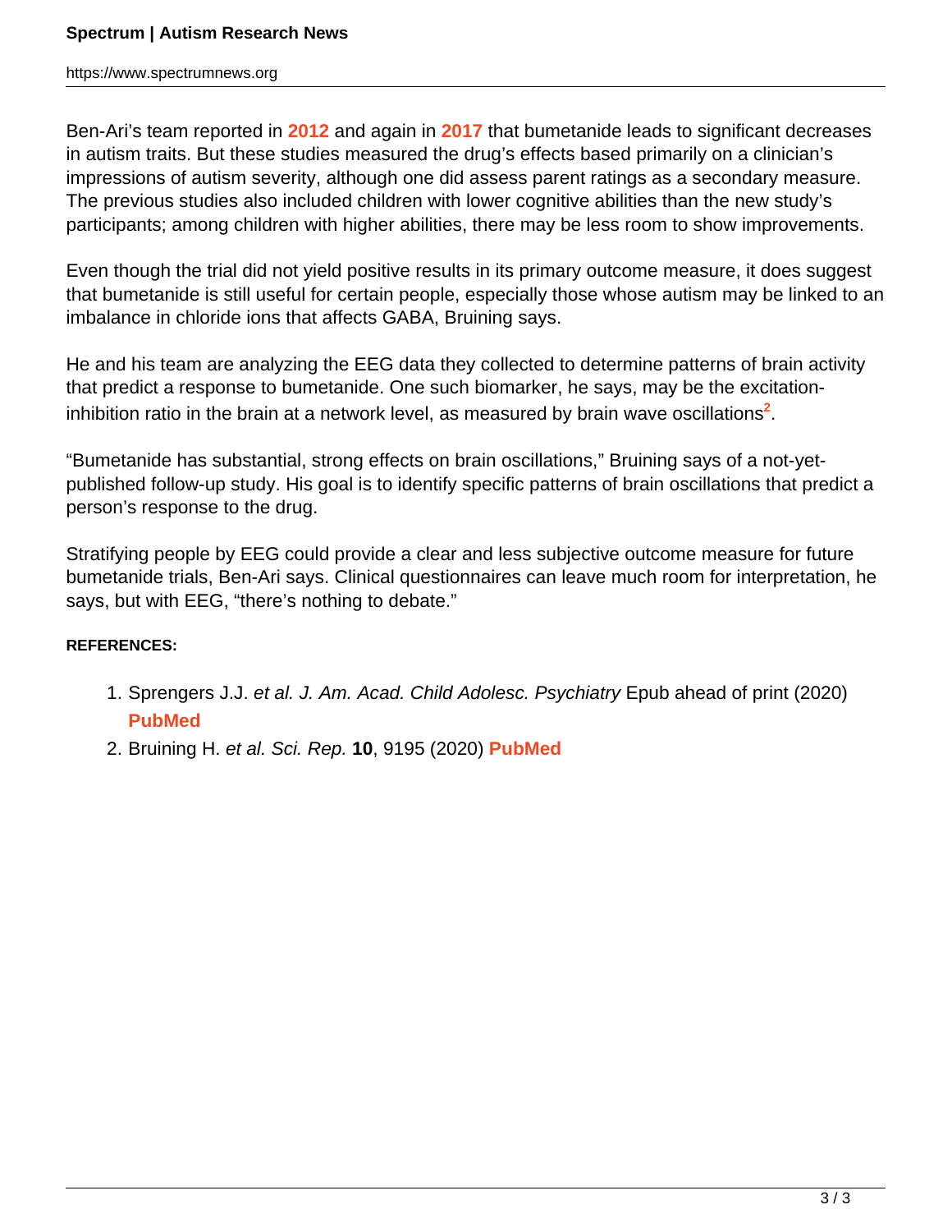Ben-Ari's team reported in **2012** and again in **2017** that bumetanide leads to significant decreases in autism traits. But these studies measured the drug's effects based primarily on a clinician's impressions of autism severity, although one did assess parent ratings as a secondary measure. The previous studies also included children with lower cognitive abilities than the new study's participants; among children with higher abilities, there may be less room to show improvements.

Even though the trial did not yield positive results in its primary outcome measure, it does suggest that bumetanide is still useful for certain people, especially those whose autism may be linked to an imbalance in chloride ions that affects GABA, Bruining says.

He and his team are analyzing the EEG data they collected to determine patterns of brain activity that predict a response to bumetanide. One such biomarker, he says, may be the excitation-inhibition ratio in the brain at a network level, as measured by brain wave oscillations[2].

"Bumetanide has substantial, strong effects on brain oscillations," Bruining says of a not-yet-published follow-up study. His goal is to identify specific patterns of brain oscillations that predict a person's response to the drug.

Stratifying people by EEG could provide a clear and less subjective outcome measure for future bumetanide trials, Ben-Ari says. Clinical questionnaires can leave much room for interpretation, he says, but with EEG, "there's nothing to debate."

**REFERENCES:**

1. Sprengers J.J. *et al. J. Am. Acad. Child Adolesc. Psychiatry* Epub ahead of print (2020) **PubMed**
2. Bruining H. *et al. Sci. Rep.* **10**, 9195 (2020) **PubMed**